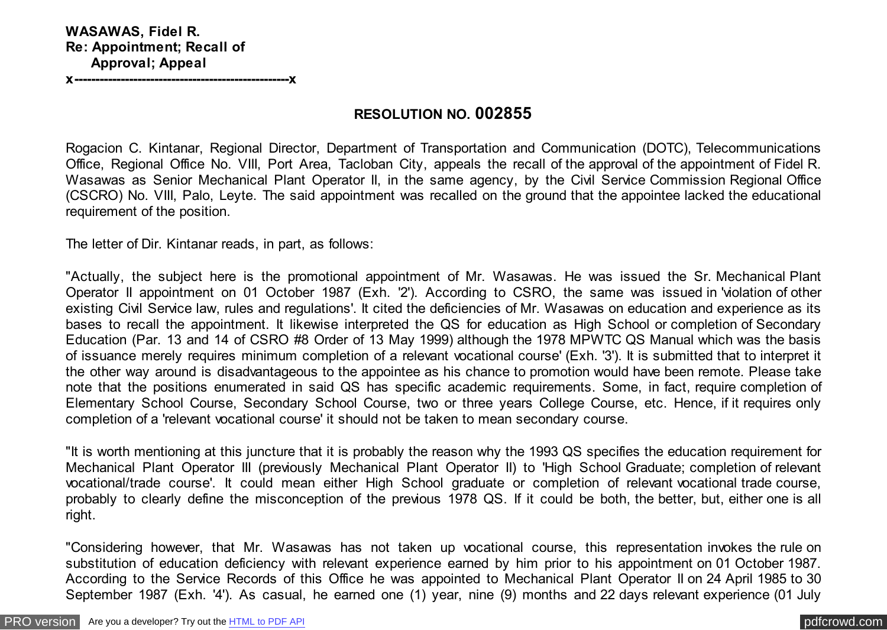**WASAWAS, Fidel R.**
**Re: Appointment; Recall of**
**Approval; Appeal**
**x-----------------------------------------------x**

## RESOLUTION NO. 002855

Rogacion C. Kintanar, Regional Director, Department of Transportation and Communication (DOTC), Telecommunications Office, Regional Office No. VIII, Port Area, Tacloban City, appeals the recall of the approval of the appointment of Fidel R. Wasawas as Senior Mechanical Plant Operator II, in the same agency, by the Civil Service Commission Regional Office (CSCRO) No. VIII, Palo, Leyte. The said appointment was recalled on the ground that the appointee lacked the educational requirement of the position.

The letter of Dir. Kintanar reads, in part, as follows:

"Actually, the subject here is the promotional appointment of Mr. Wasawas. He was issued the Sr. Mechanical Plant Operator II appointment on 01 October 1987 (Exh. '2'). According to CSRO, the same was issued in 'violation of other existing Civil Service law, rules and regulations'. It cited the deficiencies of Mr. Wasawas on education and experience as its bases to recall the appointment. It likewise interpreted the QS for education as High School or completion of Secondary Education (Par. 13 and 14 of CSRO #8 Order of 13 May 1999) although the 1978 MPWTC QS Manual which was the basis of issuance merely requires minimum completion of a relevant vocational course' (Exh. '3'). It is submitted that to interpret it the other way around is disadvantageous to the appointee as his chance to promotion would have been remote. Please take note that the positions enumerated in said QS has specific academic requirements. Some, in fact, require completion of Elementary School Course, Secondary School Course, two or three years College Course, etc. Hence, if it requires only completion of a 'relevant vocational course' it should not be taken to mean secondary course.

"It is worth mentioning at this juncture that it is probably the reason why the 1993 QS specifies the education requirement for Mechanical Plant Operator III (previously Mechanical Plant Operator II) to 'High School Graduate; completion of relevant vocational/trade course'. It could mean either High School graduate or completion of relevant vocational trade course, probably to clearly define the misconception of the previous 1978 QS. If it could be both, the better, but, either one is all right.

"Considering however, that Mr. Wasawas has not taken up vocational course, this representation invokes the rule on substitution of education deficiency with relevant experience earned by him prior to his appointment on 01 October 1987. According to the Service Records of this Office he was appointed to Mechanical Plant Operator II on 24 April 1985 to 30 September 1987 (Exh. '4'). As casual, he earned one (1) year, nine (9) months and 22 days relevant experience (01 July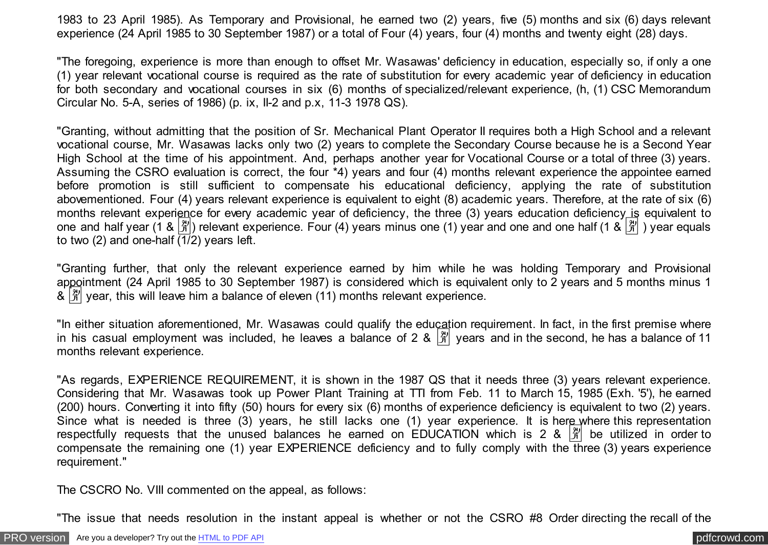1983 to 23 April 1985). As Temporary and Provisional, he earned two (2) years, five (5) months and six (6) days relevant experience (24 April 1985 to 30 September 1987) or a total of Four (4) years, four (4) months and twenty eight (28) days.

"The foregoing, experience is more than enough to offset Mr. Wasawas' deficiency in education, especially so, if only a one (1) year relevant vocational course is required as the rate of substitution for every academic year of deficiency in education for both secondary and vocational courses in six (6) months of specialized/relevant experience, (h, (1) CSC Memorandum Circular No. 5-A, series of 1986) (p. ix, II-2 and p.x, 11-3 1978 QS).

"Granting, without admitting that the position of Sr. Mechanical Plant Operator II requires both a High School and a relevant vocational course, Mr. Wasawas lacks only two (2) years to complete the Secondary Course because he is a Second Year High School at the time of his appointment. And, perhaps another year for Vocational Course or a total of three (3) years. Assuming the CSRO evaluation is correct, the four *4) years and four (4) months relevant experience the appointee earned before promotion is still sufficient to compensate his educational deficiency, applying the rate of substitution abovementioned. Four (4) years relevant experience is equivalent to eight (8) academic years. Therefore, at the rate of six (6) months relevant experience for every academic year of deficiency, the three (3) years education deficiency is equivalent to one and half year (1 & ½) relevant experience. Four (4) years minus one (1) year and one and one half (1 & ½ ) year equals to two (2) and one-half (1/2) years left.

"Granting further, that only the relevant experience earned by him while he was holding Temporary and Provisional appointment (24 April 1985 to 30 September 1987) is considered which is equivalent only to 2 years and 5 months minus 1 & ½ year, this will leave him a balance of eleven (11) months relevant experience.

"In either situation aforementioned, Mr. Wasawas could qualify the education requirement. In fact, in the first premise where in his casual employment was included, he leaves a balance of 2 & ½ years and in the second, he has a balance of 11 months relevant experience.

"As regards, EXPERIENCE REQUIREMENT, it is shown in the 1987 QS that it needs three (3) years relevant experience. Considering that Mr. Wasawas took up Power Plant Training at TTI from Feb. 11 to March 15, 1985 (Exh. '5'), he earned (200) hours. Converting it into fifty (50) hours for every six (6) months of experience deficiency is equivalent to two (2) years. Since what is needed is three (3) years, he still lacks one (1) year experience. It is here where this representation respectfully requests that the unused balances he earned on EDUCATION which is 2 & ½ be utilized in order to compensate the remaining one (1) year EXPERIENCE deficiency and to fully comply with the three (3) years experience requirement."

The CSCRO No. VIII commented on the appeal, as follows:

"The issue that needs resolution in the instant appeal is whether or not the CSRO #8 Order directing the recall of the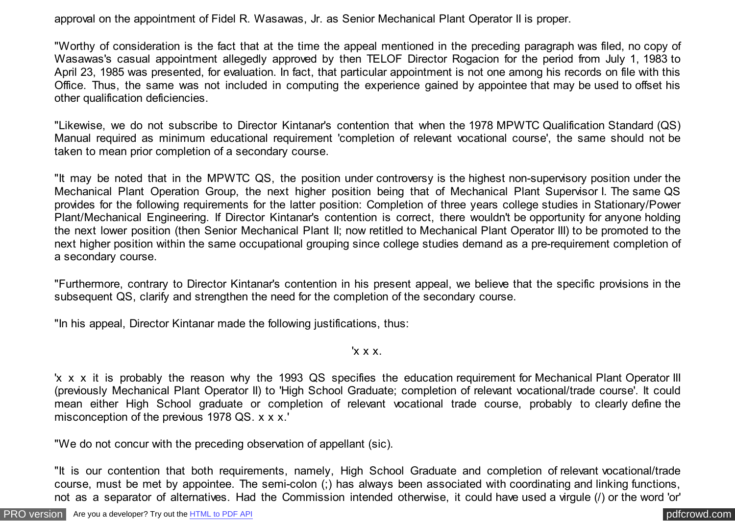approval on the appointment of Fidel R. Wasawas, Jr. as Senior Mechanical Plant Operator II is proper.

"Worthy of consideration is the fact that at the time the appeal mentioned in the preceding paragraph was filed, no copy of Wasawas's casual appointment allegedly approved by then TELOF Director Rogacion for the period from July 1, 1983 to April 23, 1985 was presented, for evaluation. In fact, that particular appointment is not one among his records on file with this Office. Thus, the same was not included in computing the experience gained by appointee that may be used to offset his other qualification deficiencies.

"Likewise, we do not subscribe to Director Kintanar's contention that when the 1978 MPWTC Qualification Standard (QS) Manual required as minimum educational requirement 'completion of relevant vocational course', the same should not be taken to mean prior completion of a secondary course.

"It may be noted that in the MPWTC QS, the position under controversy is the highest non-supervisory position under the Mechanical Plant Operation Group, the next higher position being that of Mechanical Plant Supervisor I. The same QS provides for the following requirements for the latter position: Completion of three years college studies in Stationary/Power Plant/Mechanical Engineering. If Director Kintanar's contention is correct, there wouldn't be opportunity for anyone holding the next lower position (then Senior Mechanical Plant II; now retitled to Mechanical Plant Operator III) to be promoted to the next higher position within the same occupational grouping since college studies demand as a pre-requirement completion of a secondary course.

"Furthermore, contrary to Director Kintanar's contention in his present appeal, we believe that the specific provisions in the subsequent QS, clarify and strengthen the need for the completion of the secondary course.

"In his appeal, Director Kintanar made the following justifications, thus:

'x x x.

'x x x it is probably the reason why the 1993 QS specifies the education requirement for Mechanical Plant Operator III (previously Mechanical Plant Operator II) to 'High School Graduate; completion of relevant vocational/trade course'. It could mean either High School graduate or completion of relevant vocational trade course, probably to clearly define the misconception of the previous 1978 QS. x x x.'

"We do not concur with the preceding observation of appellant (sic).

"It is our contention that both requirements, namely, High School Graduate and completion of relevant vocational/trade course, must be met by appointee. The semi-colon (;) has always been associated with coordinating and linking functions, not as a separator of alternatives. Had the Commission intended otherwise, it could have used a virgule (/) or the word 'or'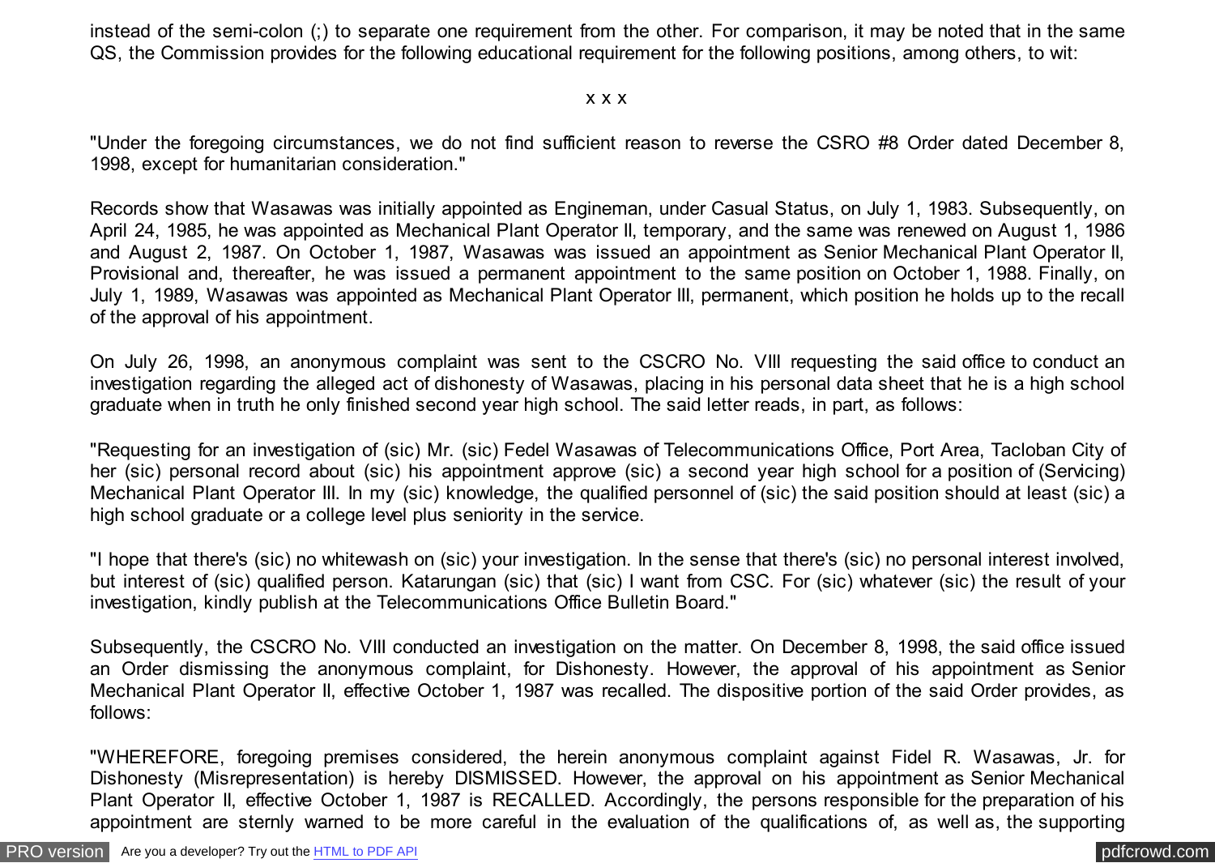instead of the semi-colon (;) to separate one requirement from the other. For comparison, it may be noted that in the same QS, the Commission provides for the following educational requirement for the following positions, among others, to wit:

x x x

"Under the foregoing circumstances, we do not find sufficient reason to reverse the CSRO #8 Order dated December 8, 1998, except for humanitarian consideration."

Records show that Wasawas was initially appointed as Engineman, under Casual Status, on July 1, 1983. Subsequently, on April 24, 1985, he was appointed as Mechanical Plant Operator II, temporary, and the same was renewed on August 1, 1986 and August 2, 1987. On October 1, 1987, Wasawas was issued an appointment as Senior Mechanical Plant Operator II, Provisional and, thereafter, he was issued a permanent appointment to the same position on October 1, 1988. Finally, on July 1, 1989, Wasawas was appointed as Mechanical Plant Operator III, permanent, which position he holds up to the recall of the approval of his appointment.

On July 26, 1998, an anonymous complaint was sent to the CSCRO No. VIII requesting the said office to conduct an investigation regarding the alleged act of dishonesty of Wasawas, placing in his personal data sheet that he is a high school graduate when in truth he only finished second year high school. The said letter reads, in part, as follows:

"Requesting for an investigation of (sic) Mr. (sic) Fedel Wasawas of Telecommunications Office, Port Area, Tacloban City of her (sic) personal record about (sic) his appointment approve (sic) a second year high school for a position of (Servicing) Mechanical Plant Operator III. In my (sic) knowledge, the qualified personnel of (sic) the said position should at least (sic) a high school graduate or a college level plus seniority in the service.

"I hope that there's (sic) no whitewash on (sic) your investigation. In the sense that there's (sic) no personal interest involved, but interest of (sic) qualified person. Katarungan (sic) that (sic) I want from CSC. For (sic) whatever (sic) the result of your investigation, kindly publish at the Telecommunications Office Bulletin Board."

Subsequently, the CSCRO No. VIII conducted an investigation on the matter. On December 8, 1998, the said office issued an Order dismissing the anonymous complaint, for Dishonesty. However, the approval of his appointment as Senior Mechanical Plant Operator II, effective October 1, 1987 was recalled. The dispositive portion of the said Order provides, as follows:

"WHEREFORE, foregoing premises considered, the herein anonymous complaint against Fidel R. Wasawas, Jr. for Dishonesty (Misrepresentation) is hereby DISMISSED. However, the approval on his appointment as Senior Mechanical Plant Operator II, effective October 1, 1987 is RECALLED. Accordingly, the persons responsible for the preparation of his appointment are sternly warned to be more careful in the evaluation of the qualifications of, as well as, the supporting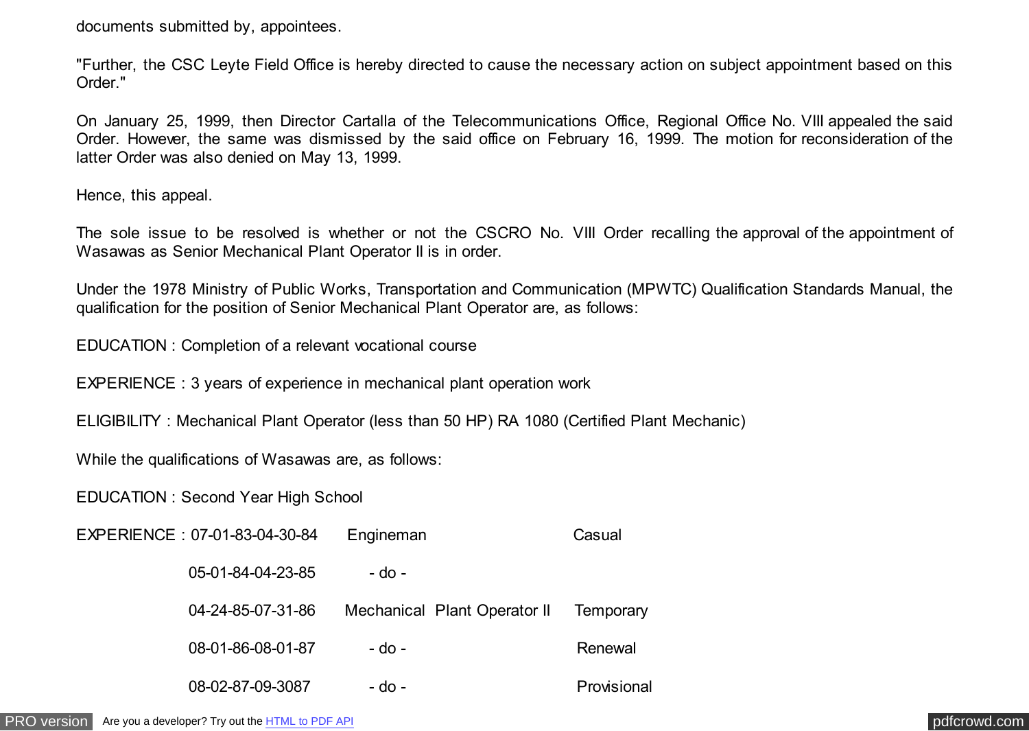documents submitted by, appointees.

"Further, the CSC Leyte Field Office is hereby directed to cause the necessary action on subject appointment based on this Order."

On January 25, 1999, then Director Cartalla of the Telecommunications Office, Regional Office No. VIII appealed the said Order. However, the same was dismissed by the said office on February 16, 1999. The motion for reconsideration of the latter Order was also denied on May 13, 1999.

Hence, this appeal.

The sole issue to be resolved is whether or not the CSCRO No. VIII Order recalling the approval of the appointment of Wasawas as Senior Mechanical Plant Operator II is in order.

Under the 1978 Ministry of Public Works, Transportation and Communication (MPWTC) Qualification Standards Manual, the qualification for the position of Senior Mechanical Plant Operator are, as follows:

EDUCATION : Completion of a relevant vocational course

EXPERIENCE : 3 years of experience in mechanical plant operation work

ELIGIBILITY : Mechanical Plant Operator (less than 50 HP) RA 1080 (Certified Plant Mechanic)

While the qualifications of Wasawas are, as follows:

EDUCATION : Second Year High School

| EXPERIENCE : | | | |
|---|---|---|---|
| | 07-01-83-04-30-84 | Engineman | Casual |
| | 05-01-84-04-23-85 | - do - | |
| | 04-24-85-07-31-86 | Mechanical Plant Operator II | Temporary |
| | 08-01-86-08-01-87 | - do - | Renewal |
| | 08-02-87-09-3087 | - do - | Provisional |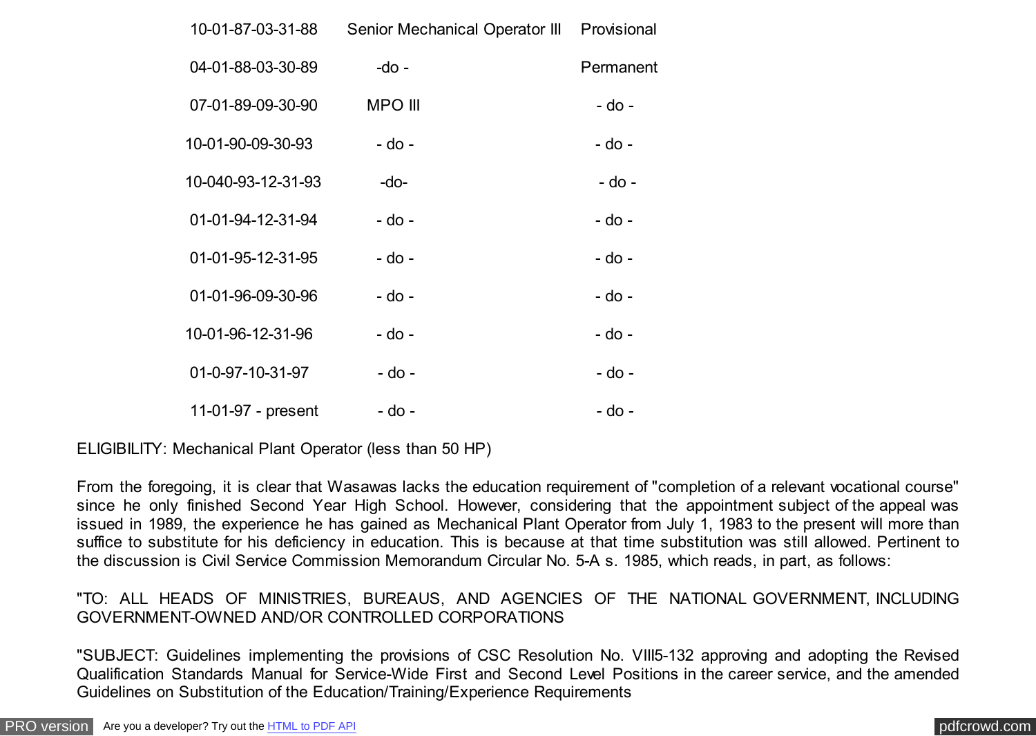| | | |
|---|---|---|
| 10-01-87-03-31-88 | Senior Mechanical Operator III | Provisional |
| 04-01-88-03-30-89 | -do - | Permanent |
| 07-01-89-09-30-90 | MPO III | - do - |
| 10-01-90-09-30-93 | - do - | - do - |
| 10-040-93-12-31-93 | -do- | - do - |
| 01-01-94-12-31-94 | - do - | - do - |
| 01-01-95-12-31-95 | - do - | - do - |
| 01-01-96-09-30-96 | - do - | - do - |
| 10-01-96-12-31-96 | - do - | - do - |
| 01-0-97-10-31-97 | - do - | - do - |
| 11-01-97 - present | - do - | - do - |

ELIGIBILITY: Mechanical Plant Operator (less than 50 HP)

From the foregoing, it is clear that Wasawas lacks the education requirement of "completion of a relevant vocational course" since he only finished Second Year High School. However, considering that the appointment subject of the appeal was issued in 1989, the experience he has gained as Mechanical Plant Operator from July 1, 1983 to the present will more than suffice to substitute for his deficiency in education. This is because at that time substitution was still allowed. Pertinent to the discussion is Civil Service Commission Memorandum Circular No. 5-A s. 1985, which reads, in part, as follows:

"TO: ALL HEADS OF MINISTRIES, BUREAUS, AND AGENCIES OF THE NATIONAL GOVERNMENT, INCLUDING GOVERNMENT-OWNED AND/OR CONTROLLED CORPORATIONS

"SUBJECT: Guidelines implementing the provisions of CSC Resolution No. VIII5-132 approving and adopting the Revised Qualification Standards Manual for Service-Wide First and Second Level Positions in the career service, and the amended Guidelines on Substitution of the Education/Training/Experience Requirements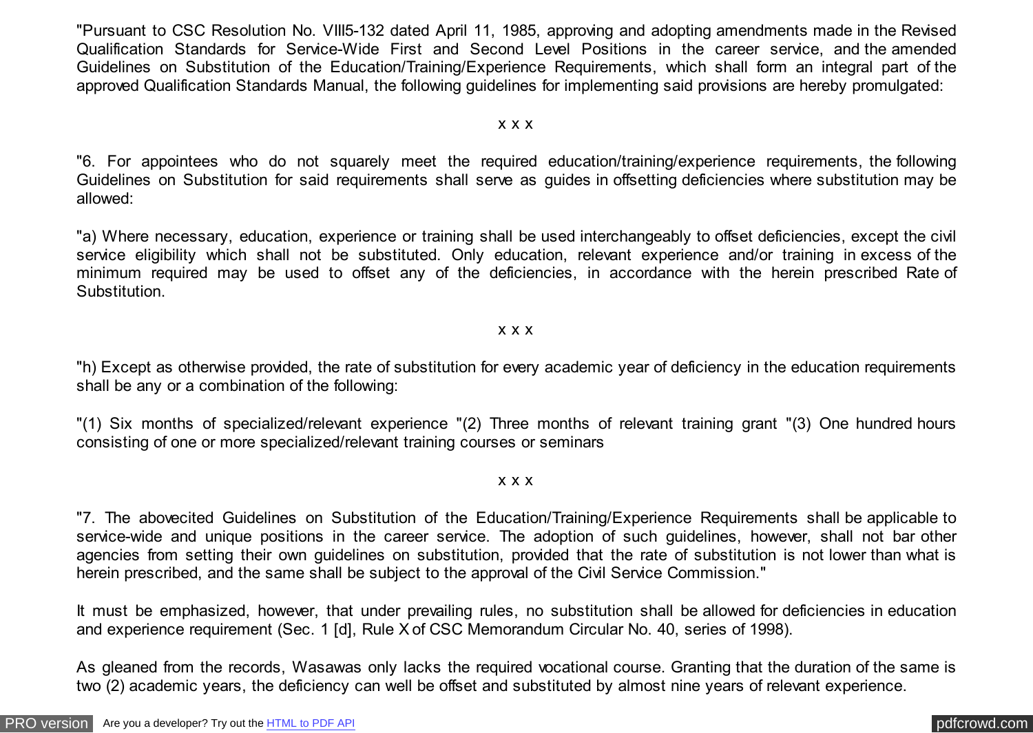"Pursuant to CSC Resolution No. VIII5-132 dated April 11, 1985, approving and adopting amendments made in the Revised Qualification Standards for Service-Wide First and Second Level Positions in the career service, and the amended Guidelines on Substitution of the Education/Training/Experience Requirements, which shall form an integral part of the approved Qualification Standards Manual, the following guidelines for implementing said provisions are hereby promulgated:

x x x

"6. For appointees who do not squarely meet the required education/training/experience requirements, the following Guidelines on Substitution for said requirements shall serve as guides in offsetting deficiencies where substitution may be allowed:

"a) Where necessary, education, experience or training shall be used interchangeably to offset deficiencies, except the civil service eligibility which shall not be substituted. Only education, relevant experience and/or training in excess of the minimum required may be used to offset any of the deficiencies, in accordance with the herein prescribed Rate of Substitution.

x x x

"h) Except as otherwise provided, the rate of substitution for every academic year of deficiency in the education requirements shall be any or a combination of the following:

"(1) Six months of specialized/relevant experience "(2) Three months of relevant training grant "(3) One hundred hours consisting of one or more specialized/relevant training courses or seminars

x x x

"7. The abovecited Guidelines on Substitution of the Education/Training/Experience Requirements shall be applicable to service-wide and unique positions in the career service. The adoption of such guidelines, however, shall not bar other agencies from setting their own guidelines on substitution, provided that the rate of substitution is not lower than what is herein prescribed, and the same shall be subject to the approval of the Civil Service Commission."

It must be emphasized, however, that under prevailing rules, no substitution shall be allowed for deficiencies in education and experience requirement (Sec. 1 [d], Rule X of CSC Memorandum Circular No. 40, series of 1998).

As gleaned from the records, Wasawas only lacks the required vocational course. Granting that the duration of the same is two (2) academic years, the deficiency can well be offset and substituted by almost nine years of relevant experience.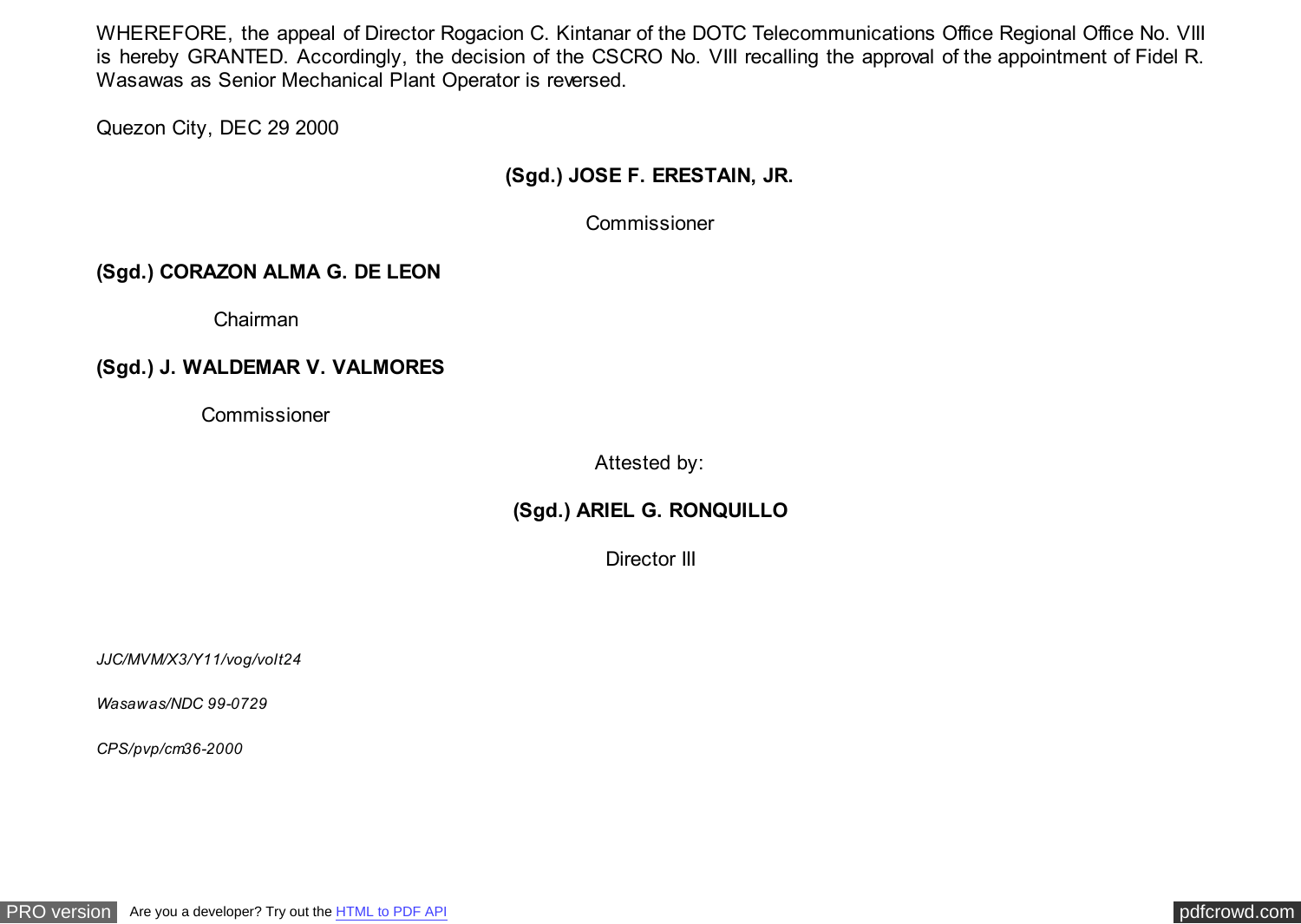WHEREFORE, the appeal of Director Rogacion C. Kintanar of the DOTC Telecommunications Office Regional Office No. VIII is hereby GRANTED. Accordingly, the decision of the CSCRO No. VIII recalling the approval of the appointment of Fidel R. Wasawas as Senior Mechanical Plant Operator is reversed.

Quezon City, DEC 29 2000

**(Sgd.) JOSE F. ERESTAIN, JR.**

Commissioner

**(Sgd.) CORAZON ALMA G. DE LEON**

Chairman

**(Sgd.) J. WALDEMAR V. VALMORES**

Commissioner

Attested by:

**(Sgd.) ARIEL G. RONQUILLO**

Director III

*JJC/MVM/X3/Y11/vog/volt24*

*Wasawas/NDC 99-0729*

*CPS/pvp/cm36-2000*